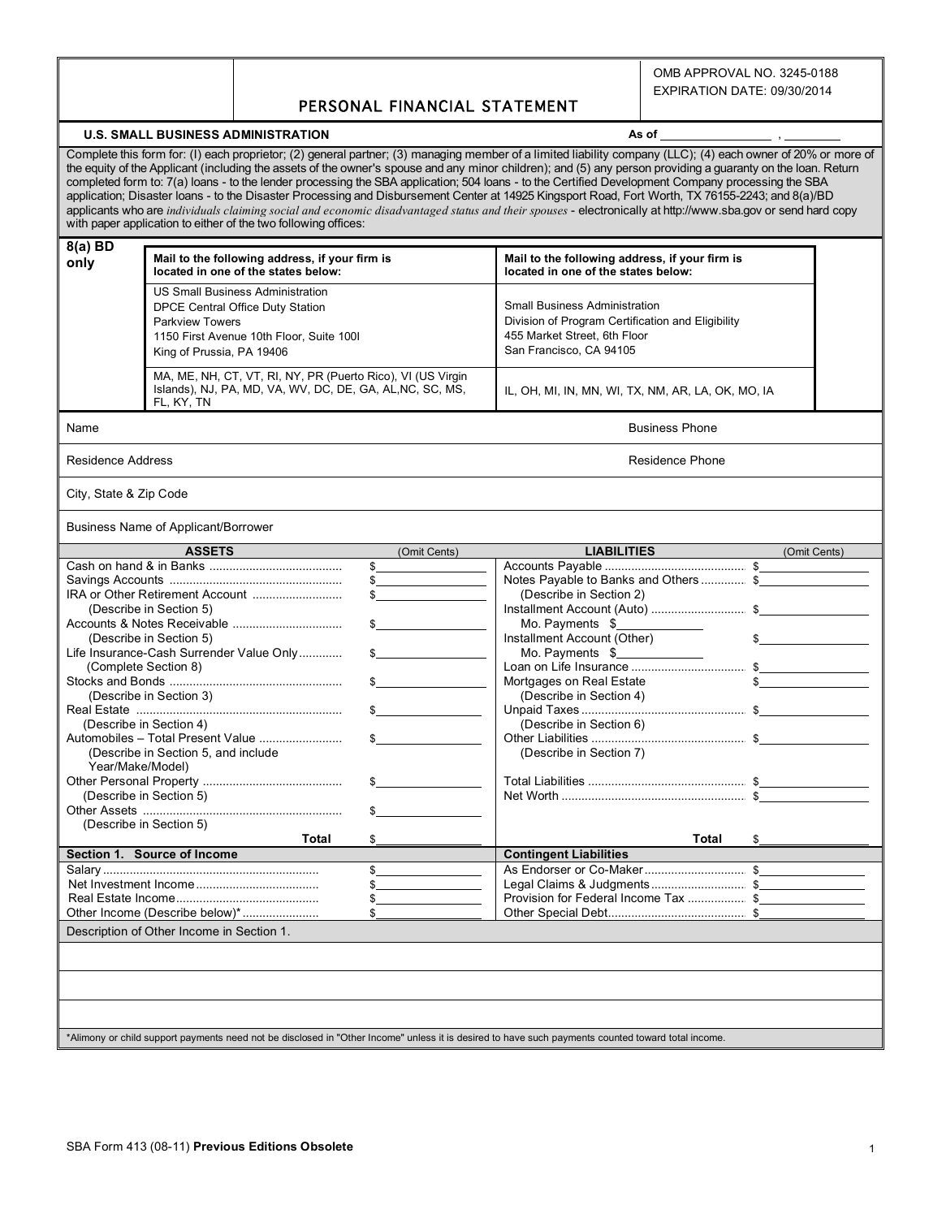OMB APPROVAL NO. 3245-0188
EXPIRATION DATE: 09/30/2014

# PERSONAL FINANCIAL STATEMENT

**U.S. SMALL BUSINESS ADMINISTRATION** **As of** ________________ , ________

Complete this form for: (I) each proprietor; (2) general partner; (3) managing member of a limited liability company (LLC); (4) each owner of 20% or more of the equity of the Applicant (including the assets of the owner's spouse and any minor children); and (5) any person providing a guaranty on the loan. Return completed form to: 7(a) loans - to the lender processing the SBA application; 504 loans - to the Certified Development Company processing the SBA application; Disaster loans - to the Disaster Processing and Disbursement Center at 14925 Kingsport Road, Fort Worth, TX 76155-2243; and 8(a)/BD applicants who are *individuals claiming social and economic disadvantaged status and their spouses* - electronically at http://www.sba.gov or send hard copy with paper application to either of the two following offices:

| **8(a) BD only** | **Mail to the following address, if your firm is located in one of the states below:** | **Mail to the following address, if your firm is located in one of the states below:** |
|---|---|---|
| | US Small Business Administration<br>DPCE Central Office Duty Station<br>Parkview Towers<br>1150 First Avenue 10th Floor, Suite 100I<br>King of Prussia, PA 19406 | Small Business Administration<br>Division of Program Certification and Eligibility<br>455 Market Street, 6th Floor<br>San Francisco, CA 94105 |
| | MA, ME, NH, CT, VT, RI, NY, PR (Puerto Rico), VI (US Virgin Islands), NJ, PA, MD, VA, WV, DC, DE, GA, AL,NC, SC, MS, FL, KY, TN | IL, OH, MI, IN, MN, WI, TX, NM, AR, LA, OK, MO, IA |

Name &nbsp;&nbsp;&nbsp;&nbsp;&nbsp;&nbsp;&nbsp;&nbsp;&nbsp;&nbsp;&nbsp;&nbsp;&nbsp;&nbsp;&nbsp;&nbsp; Business Phone

Residence Address &nbsp;&nbsp;&nbsp;&nbsp;&nbsp;&nbsp;&nbsp;&nbsp; Residence Phone

City, State & Zip Code

Business Name of Applicant/Borrower

| **ASSETS** | (Omit Cents) | **LIABILITIES** | (Omit Cents) |
|---|---|---|---|
| Cash on hand & in Banks | $ | Accounts Payable | $ |
| Savings Accounts | $ | Notes Payable to Banks and Others<br>(Describe in Section 2) | $ |
| IRA or Other Retirement Account<br>(Describe in Section 5) | $ | Installment Account (Auto)<br>Mo. Payments $ | $ |
| Accounts & Notes Receivable<br>(Describe in Section 5) | $ | Installment Account (Other)<br>Mo. Payments $ | $ |
| Life Insurance-Cash Surrender Value Only<br>(Complete Section 8) | $ | Loan on Life Insurance | $ |
| Stocks and Bonds<br>(Describe in Section 3) | $ | Mortgages on Real Estate<br>(Describe in Section 4) | $ |
| Real Estate<br>(Describe in Section 4) | $ | Unpaid Taxes<br>(Describe in Section 6) | $ |
| Automobiles – Total Present Value<br>(Describe in Section 5, and include Year/Make/Model) | $ | Other Liabilities<br>(Describe in Section 7) | $ |
| Other Personal Property<br>(Describe in Section 5) | $ | Total Liabilities | $ |
| Other Assets<br>(Describe in Section 5) | $ | Net Worth | $ |
| **Total** | $ | **Total** | $ |

| **Section 1. Source of Income** | | **Contingent Liabilities** | |
|---|---|---|---|
| Salary | $ | As Endorser or Co-Maker | $ |
| Net Investment Income | $ | Legal Claims & Judgments | $ |
| Real Estate Income | $ | Provision for Federal Income Tax | $ |
| Other Income (Describe below)* | $ | Other Special Debt | $ |

Description of Other Income in Section 1.

*Alimony or child support payments need not be disclosed in "Other Income" unless it is desired to have such payments counted toward total income.

SBA Form 413 (08-11) **Previous Editions Obsolete**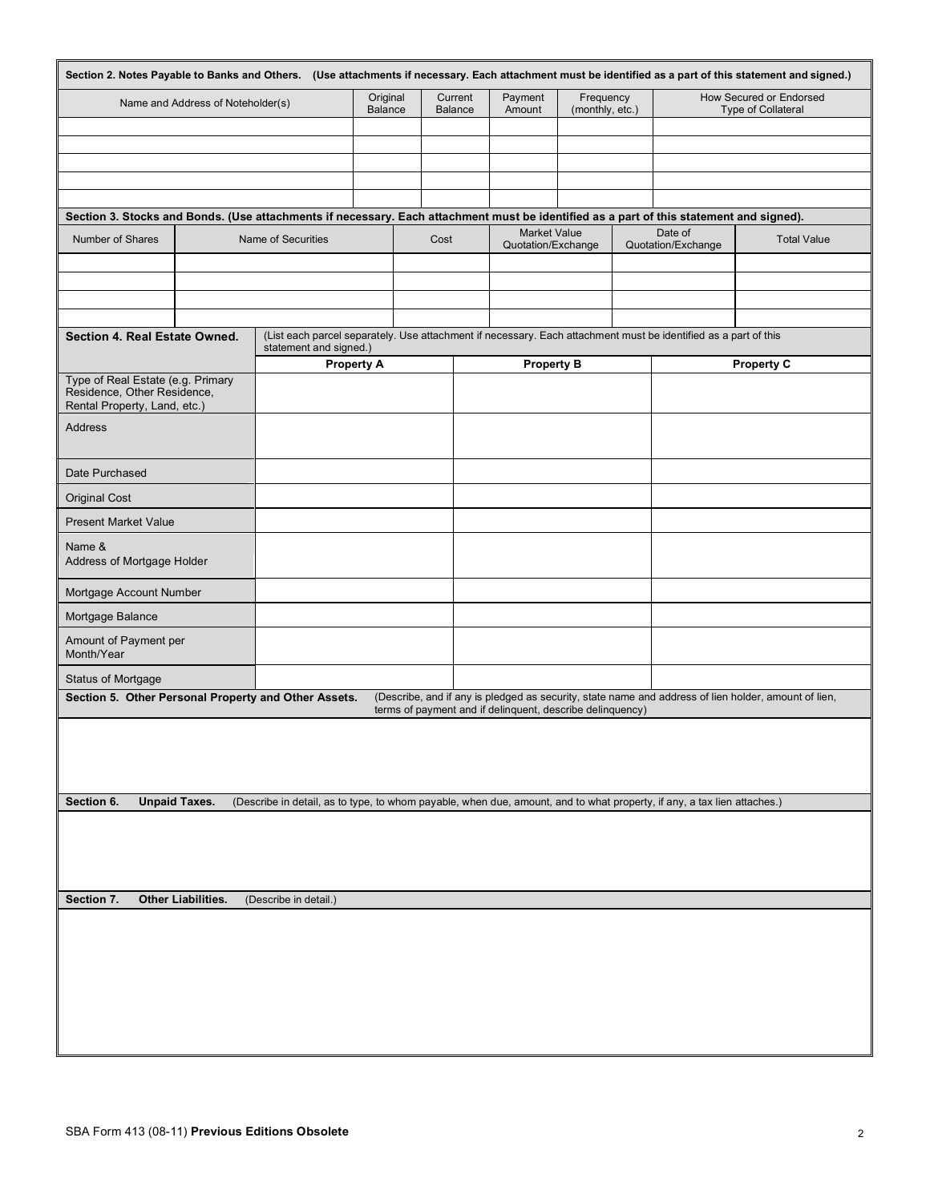**Section 2. Notes Payable to Banks and Others.** **(Use attachments if necessary. Each attachment must be identified as a part of this statement and signed.)**

| Name and Address of Noteholder(s) | Original Balance | Current Balance | Payment Amount | Frequency (monthly, etc.) | How Secured or Endorsed Type of Collateral |
|---|---|---|---|---|---|
| | | | | | |
| | | | | | |
| | | | | | |
| | | | | | |
| | | | | | |

**Section 3. Stocks and Bonds. (Use attachments if necessary. Each attachment must be identified as a part of this statement and signed).**

| Number of Shares | Name of Securities | Cost | Market Value Quotation/Exchange | Date of Quotation/Exchange | Total Value |
|---|---|---|---|---|---|
| | | | | | |
| | | | | | |
| | | | | | |
| | | | | | |

**Section 4. Real Estate Owned.** (List each parcel separately. Use attachment if necessary. Each attachment must be identified as a part of this statement and signed.)

| | Property A | Property B | Property C |
|---|---|---|---|
| Type of Real Estate (e.g. Primary Residence, Other Residence, Rental Property, Land, etc.) | | | |
| Address | | | |
| Date Purchased | | | |
| Original Cost | | | |
| Present Market Value | | | |
| Name & Address of Mortgage Holder | | | |
| Mortgage Account Number | | | |
| Mortgage Balance | | | |
| Amount of Payment per Month/Year | | | |
| Status of Mortgage | | | |

**Section 5. Other Personal Property and Other Assets.** (Describe, and if any is pledged as security, state name and address of lien holder, amount of lien, terms of payment and if delinquent, describe delinquency)

**Section 6. Unpaid Taxes.** (Describe in detail, as to type, to whom payable, when due, amount, and to what property, if any, a tax lien attaches.)

**Section 7. Other Liabilities.** (Describe in detail.)

SBA Form 413 (08-11) **Previous Editions Obsolete**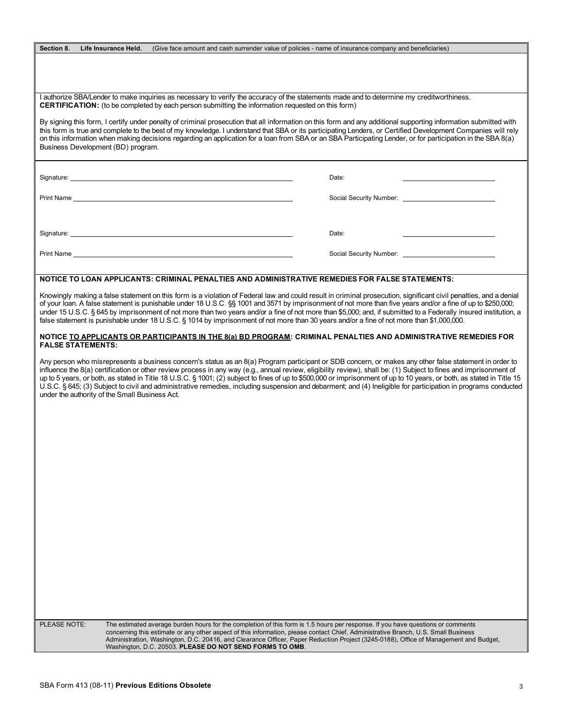**Section 8. Life Insurance Held.** (Give face amount and cash surrender value of policies - name of insurance company and beneficiaries)

I authorize SBA/Lender to make inquiries as necessary to verify the accuracy of the statements made and to determine my creditworthiness.

**CERTIFICATION:** (to be completed by each person submitting the information requested on this form)

By signing this form, I certify under penalty of criminal prosecution that all information on this form and any additional supporting information submitted with this form is true and complete to the best of my knowledge. I understand that SBA or its participating Lenders, or Certified Development Companies will rely on this information when making decisions regarding an application for a loan from SBA or an SBA Participating Lender, or for participation in the SBA 8(a) Business Development (BD) program.

Signature: ______________________________ Date: ______________

Print Name ______________________________ Social Security Number: ______________

Signature: ______________________________ Date: ______________

Print Name ______________________________ Social Security Number: ______________

**NOTICE TO LOAN APPLICANTS: CRIMINAL PENALTIES AND ADMINISTRATIVE REMEDIES FOR FALSE STATEMENTS:**

Knowingly making a false statement on this form is a violation of Federal law and could result in criminal prosecution, significant civil penalties, and a denial of your loan. A false statement is punishable under 18 U.S.C. §§ 1001 and 3571 by imprisonment of not more than five years and/or a fine of up to $250,000; under 15 U.S.C. § 645 by imprisonment of not more than two years and/or a fine of not more than $5,000; and, if submitted to a Federally insured institution, a false statement is punishable under 18 U.S.C. § 1014 by imprisonment of not more than 30 years and/or a fine of not more than $1,000,000.

**NOTICE <u>TO APPLICANTS OR PARTICIPANTS IN THE 8(a) BD PROGRAM</u>: CRIMINAL PENALTIES AND ADMINISTRATIVE REMEDIES FOR FALSE STATEMENTS:**

Any person who misrepresents a business concern's status as an 8(a) Program participant or SDB concern, or makes any other false statement in order to influence the 8(a) certification or other review process in any way (e.g., annual review, eligibility review), shall be: (1) Subject to fines and imprisonment of up to 5 years, or both, as stated in Title 18 U.S.C. § 1001; (2) subject to fines of up to $500,000 or imprisonment of up to 10 years, or both, as stated in Title 15 U.S.C. § 645; (3) Subject to civil and administrative remedies, including suspension and debarment; and (4) Ineligible for participation in programs conducted under the authority of the Small Business Act.

PLEASE NOTE: The estimated average burden hours for the completion of this form is 1.5 hours per response. If you have questions or comments concerning this estimate or any other aspect of this information, please contact Chief, Administrative Branch, U.S. Small Business Administration, Washington, D.C. 20416, and Clearance Officer, Paper Reduction Project (3245-0188), Office of Management and Budget, Washington, D.C. 20503. **PLEASE DO NOT SEND FORMS TO OMB**.

SBA Form 413 (08-11) **Previous Editions Obsolete**